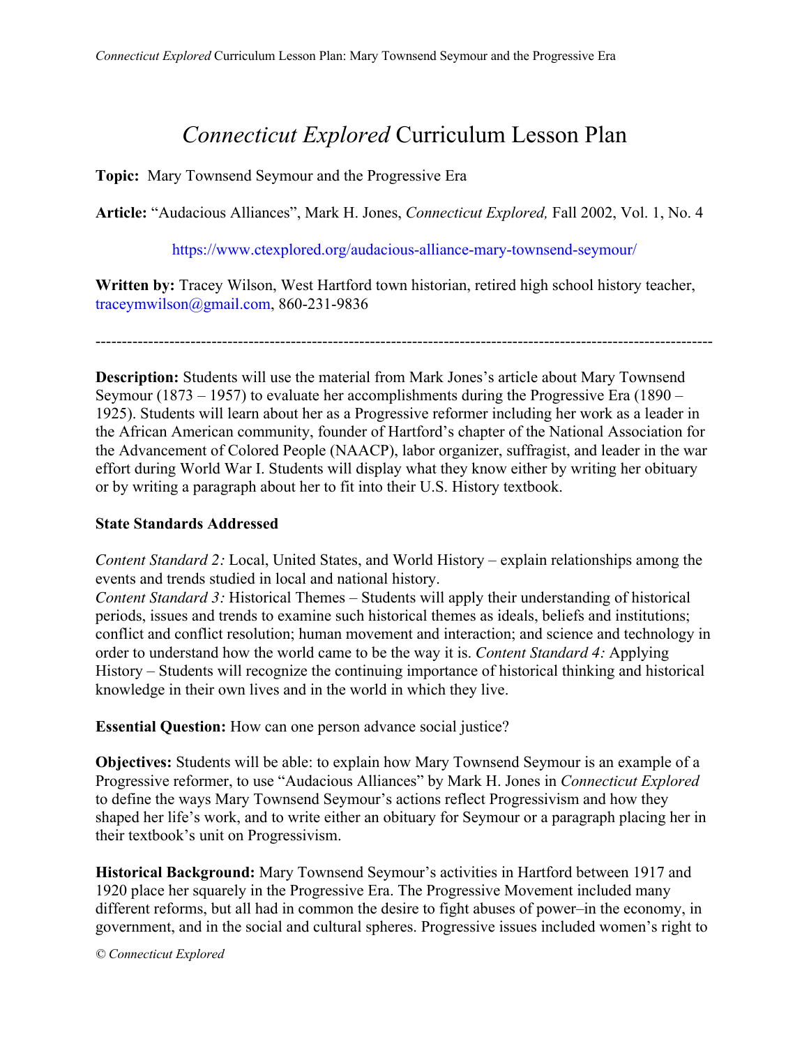# *Connecticut Explored* Curriculum Lesson Plan

**Topic:** Mary Townsend Seymour and the Progressive Era

**Article:** "Audacious Alliances", Mark H. Jones, *Connecticut Explored,* Fall 2002, Vol. 1, No. 4

https://www.ctexplored.org/audacious-alliance-mary-townsend-seymour/

**Written by:** Tracey Wilson, West Hartford town historian, retired high school history teacher, traceymwilson@gmail.com, 860-231-9836

---

**Description:** Students will use the material from Mark Jones's article about Mary Townsend Seymour (1873 – 1957) to evaluate her accomplishments during the Progressive Era (1890 – 1925). Students will learn about her as a Progressive reformer including her work as a leader in the African American community, founder of Hartford's chapter of the National Association for the Advancement of Colored People (NAACP), labor organizer, suffragist, and leader in the war effort during World War I. Students will display what they know either by writing her obituary or by writing a paragraph about her to fit into their U.S. History textbook.

**State Standards Addressed**

*Content Standard 2:* Local, United States, and World History – explain relationships among the events and trends studied in local and national history.
*Content Standard 3:* Historical Themes – Students will apply their understanding of historical periods, issues and trends to examine such historical themes as ideals, beliefs and institutions; conflict and conflict resolution; human movement and interaction; and science and technology in order to understand how the world came to be the way it is. *Content Standard 4:* Applying History – Students will recognize the continuing importance of historical thinking and historical knowledge in their own lives and in the world in which they live.

**Essential Question:** How can one person advance social justice?

**Objectives:** Students will be able: to explain how Mary Townsend Seymour is an example of a Progressive reformer, to use "Audacious Alliances" by Mark H. Jones in *Connecticut Explored* to define the ways Mary Townsend Seymour's actions reflect Progressivism and how they shaped her life's work, and to write either an obituary for Seymour or a paragraph placing her in their textbook's unit on Progressivism.

**Historical Background:** Mary Townsend Seymour's activities in Hartford between 1917 and 1920 place her squarely in the Progressive Era. The Progressive Movement included many different reforms, but all had in common the desire to fight abuses of power–in the economy, in government, and in the social and cultural spheres. Progressive issues included women's right to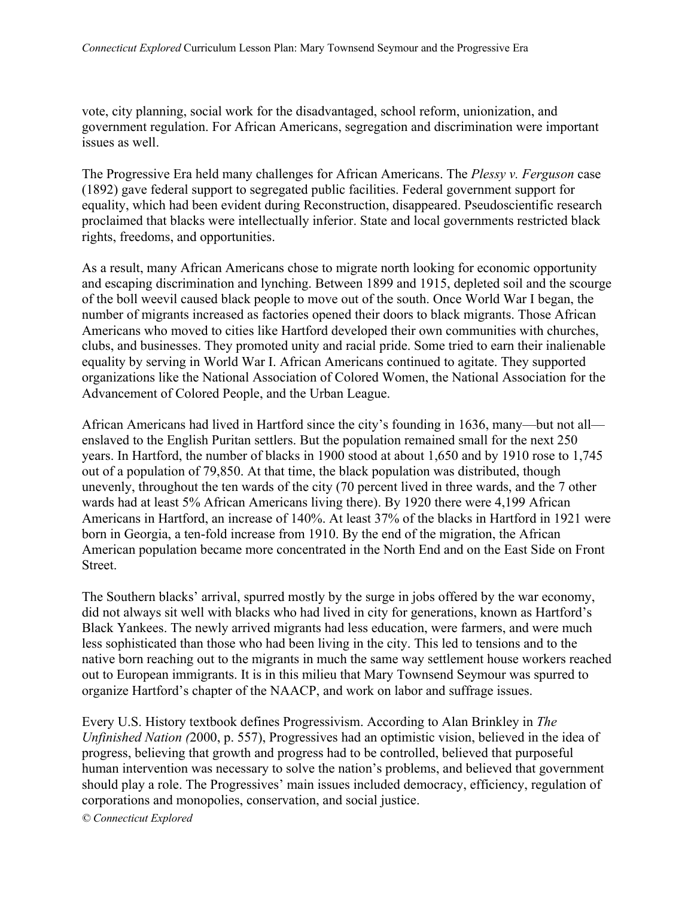vote, city planning, social work for the disadvantaged, school reform, unionization, and government regulation. For African Americans, segregation and discrimination were important issues as well.

The Progressive Era held many challenges for African Americans. The *Plessy v. Ferguson* case (1892) gave federal support to segregated public facilities. Federal government support for equality, which had been evident during Reconstruction, disappeared. Pseudoscientific research proclaimed that blacks were intellectually inferior. State and local governments restricted black rights, freedoms, and opportunities.

As a result, many African Americans chose to migrate north looking for economic opportunity and escaping discrimination and lynching. Between 1899 and 1915, depleted soil and the scourge of the boll weevil caused black people to move out of the south. Once World War I began, the number of migrants increased as factories opened their doors to black migrants. Those African Americans who moved to cities like Hartford developed their own communities with churches, clubs, and businesses. They promoted unity and racial pride. Some tried to earn their inalienable equality by serving in World War I. African Americans continued to agitate. They supported organizations like the National Association of Colored Women, the National Association for the Advancement of Colored People, and the Urban League.

African Americans had lived in Hartford since the city's founding in 1636, many—but not all—enslaved to the English Puritan settlers. But the population remained small for the next 250 years. In Hartford, the number of blacks in 1900 stood at about 1,650 and by 1910 rose to 1,745 out of a population of 79,850. At that time, the black population was distributed, though unevenly, throughout the ten wards of the city (70 percent lived in three wards, and the 7 other wards had at least 5% African Americans living there). By 1920 there were 4,199 African Americans in Hartford, an increase of 140%. At least 37% of the blacks in Hartford in 1921 were born in Georgia, a ten-fold increase from 1910. By the end of the migration, the African American population became more concentrated in the North End and on the East Side on Front Street.

The Southern blacks' arrival, spurred mostly by the surge in jobs offered by the war economy, did not always sit well with blacks who had lived in city for generations, known as Hartford's Black Yankees. The newly arrived migrants had less education, were farmers, and were much less sophisticated than those who had been living in the city. This led to tensions and to the native born reaching out to the migrants in much the same way settlement house workers reached out to European immigrants. It is in this milieu that Mary Townsend Seymour was spurred to organize Hartford's chapter of the NAACP, and work on labor and suffrage issues.

Every U.S. History textbook defines Progressivism. According to Alan Brinkley in *The Unfinished Nation (*2000, p. 557), Progressives had an optimistic vision, believed in the idea of progress, believing that growth and progress had to be controlled, believed that purposeful human intervention was necessary to solve the nation's problems, and believed that government should play a role. The Progressives' main issues included democracy, efficiency, regulation of corporations and monopolies, conservation, and social justice.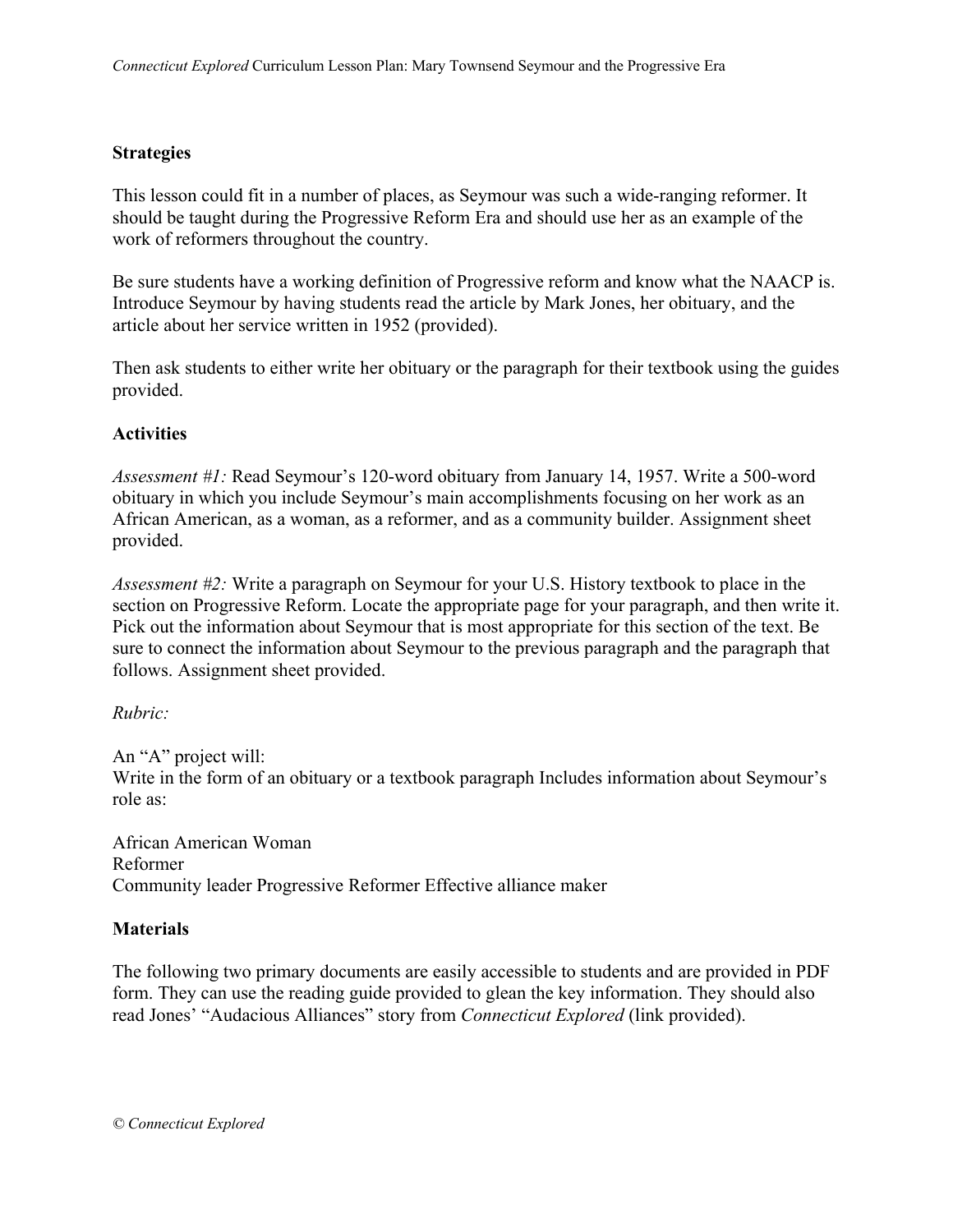## Strategies

This lesson could fit in a number of places, as Seymour was such a wide-ranging reformer. It should be taught during the Progressive Reform Era and should use her as an example of the work of reformers throughout the country.

Be sure students have a working definition of Progressive reform and know what the NAACP is. Introduce Seymour by having students read the article by Mark Jones, her obituary, and the article about her service written in 1952 (provided).

Then ask students to either write her obituary or the paragraph for their textbook using the guides provided.

## Activities

*Assessment #1:* Read Seymour's 120-word obituary from January 14, 1957. Write a 500-word obituary in which you include Seymour's main accomplishments focusing on her work as an African American, as a woman, as a reformer, and as a community builder. Assignment sheet provided.

*Assessment #2:* Write a paragraph on Seymour for your U.S. History textbook to place in the section on Progressive Reform. Locate the appropriate page for your paragraph, and then write it. Pick out the information about Seymour that is most appropriate for this section of the text. Be sure to connect the information about Seymour to the previous paragraph and the paragraph that follows. Assignment sheet provided.

*Rubric:*

An "A" project will:
Write in the form of an obituary or a textbook paragraph Includes information about Seymour's role as:

African American Woman
Reformer
Community leader Progressive Reformer Effective alliance maker

## Materials

The following two primary documents are easily accessible to students and are provided in PDF form. They can use the reading guide provided to glean the key information. They should also read Jones' "Audacious Alliances" story from *Connecticut Explored* (link provided).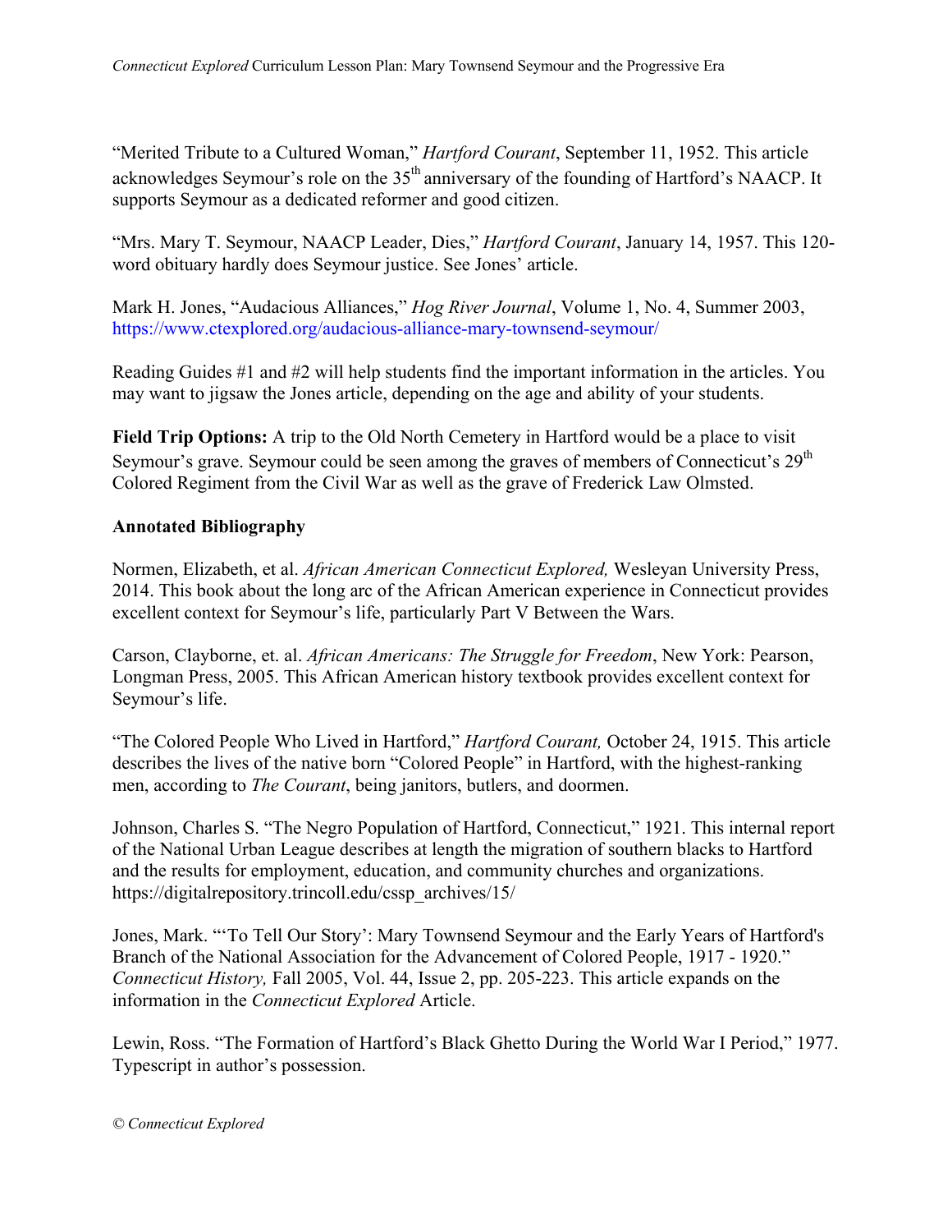"Merited Tribute to a Cultured Woman," *Hartford Courant*, September 11, 1952. This article acknowledges Seymour's role on the 35th anniversary of the founding of Hartford's NAACP. It supports Seymour as a dedicated reformer and good citizen.

"Mrs. Mary T. Seymour, NAACP Leader, Dies," *Hartford Courant*, January 14, 1957. This 120-word obituary hardly does Seymour justice. See Jones' article.

Mark H. Jones, "Audacious Alliances," *Hog River Journal*, Volume 1, No. 4, Summer 2003, https://www.ctexplored.org/audacious-alliance-mary-townsend-seymour/

Reading Guides #1 and #2 will help students find the important information in the articles. You may want to jigsaw the Jones article, depending on the age and ability of your students.

**Field Trip Options:** A trip to the Old North Cemetery in Hartford would be a place to visit Seymour's grave. Seymour could be seen among the graves of members of Connecticut's 29th Colored Regiment from the Civil War as well as the grave of Frederick Law Olmsted.

**Annotated Bibliography**

Normen, Elizabeth, et al. *African American Connecticut Explored,* Wesleyan University Press, 2014. This book about the long arc of the African American experience in Connecticut provides excellent context for Seymour's life, particularly Part V Between the Wars.

Carson, Clayborne, et. al. *African Americans: The Struggle for Freedom*, New York: Pearson, Longman Press, 2005. This African American history textbook provides excellent context for Seymour's life.

"The Colored People Who Lived in Hartford," *Hartford Courant,* October 24, 1915. This article describes the lives of the native born "Colored People" in Hartford, with the highest-ranking men, according to *The Courant*, being janitors, butlers, and doormen.

Johnson, Charles S. "The Negro Population of Hartford, Connecticut," 1921. This internal report of the National Urban League describes at length the migration of southern blacks to Hartford and the results for employment, education, and community churches and organizations. https://digitalrepository.trincoll.edu/cssp_archives/15/

Jones, Mark. "'To Tell Our Story': Mary Townsend Seymour and the Early Years of Hartford's Branch of the National Association for the Advancement of Colored People, 1917 - 1920." *Connecticut History,* Fall 2005, Vol. 44, Issue 2, pp. 205-223. This article expands on the information in the *Connecticut Explored* Article.

Lewin, Ross. "The Formation of Hartford's Black Ghetto During the World War I Period," 1977. Typescript in author's possession.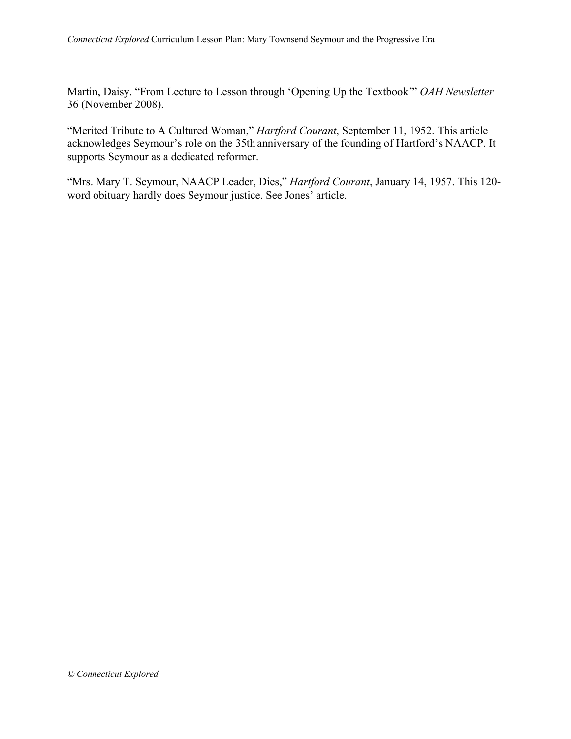Martin, Daisy. “From Lecture to Lesson through ‘Opening Up the Textbook’” *OAH Newsletter* 36 (November 2008).

“Merited Tribute to A Cultured Woman,” *Hartford Courant*, September 11, 1952. This article acknowledges Seymour’s role on the 35th anniversary of the founding of Hartford’s NAACP. It supports Seymour as a dedicated reformer.

“Mrs. Mary T. Seymour, NAACP Leader, Dies,” *Hartford Courant*, January 14, 1957. This 120-word obituary hardly does Seymour justice. See Jones’ article.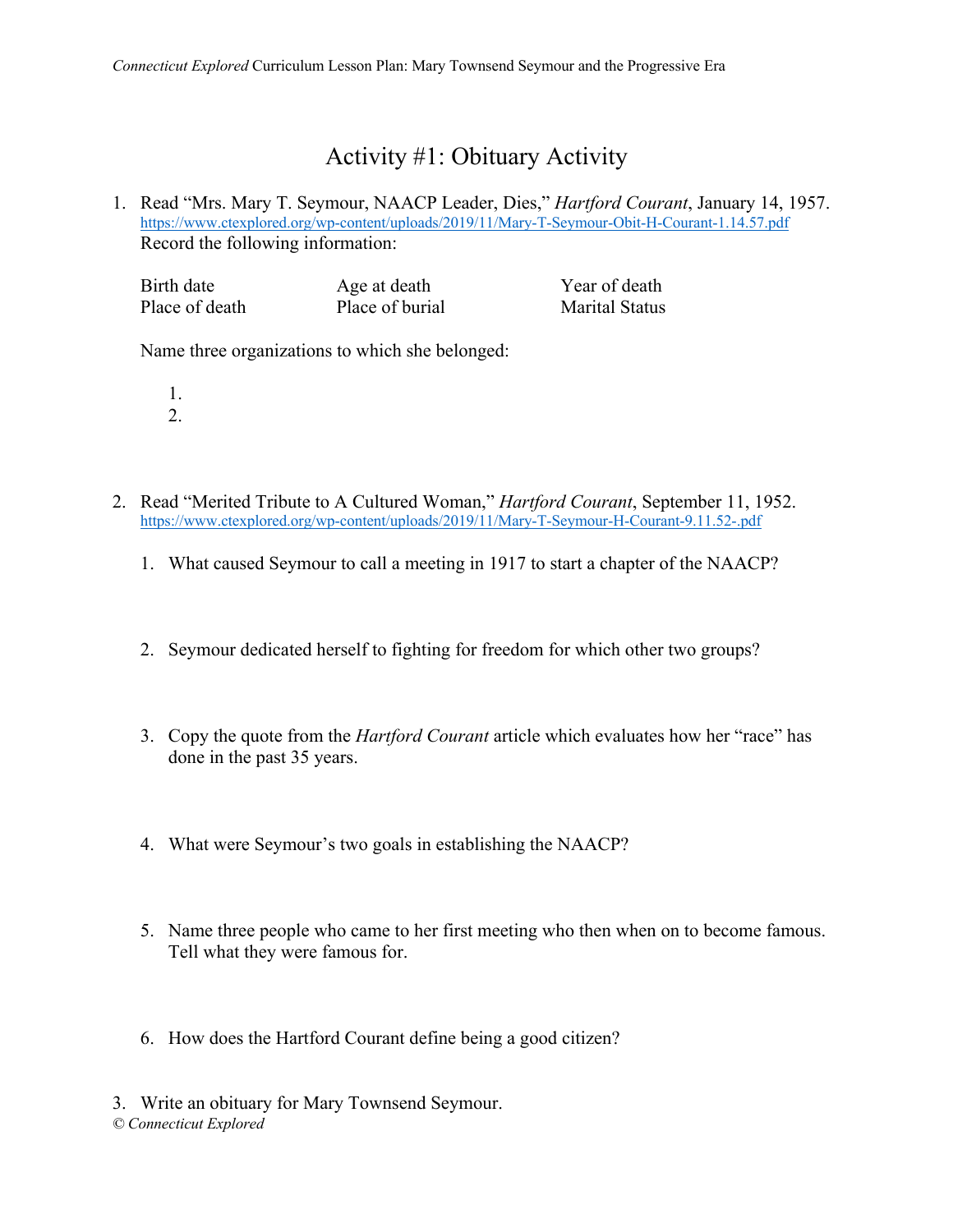# Activity #1: Obituary Activity

1. Read "Mrs. Mary T. Seymour, NAACP Leader, Dies," *Hartford Courant*, January 14, 1957. https://www.ctexplored.org/wp-content/uploads/2019/11/Mary-T-Seymour-Obit-H-Courant-1.14.57.pdf
   Record the following information:

   | | | |
   |---|---|---|
   | Birth date | Age at death | Year of death |
   | Place of death | Place of burial | Marital Status |

   Name three organizations to which she belonged:

   1.
   2.

2. Read "Merited Tribute to A Cultured Woman," *Hartford Courant*, September 11, 1952. https://www.ctexplored.org/wp-content/uploads/2019/11/Mary-T-Seymour-H-Courant-9.11.52-.pdf

   1. What caused Seymour to call a meeting in 1917 to start a chapter of the NAACP?
   2. Seymour dedicated herself to fighting for freedom for which other two groups?
   3. Copy the quote from the *Hartford Courant* article which evaluates how her "race" has done in the past 35 years.
   4. What were Seymour's two goals in establishing the NAACP?
   5. Name three people who came to her first meeting who then when on to become famous. Tell what they were famous for.
   6. How does the Hartford Courant define being a good citizen?

3. Write an obituary for Mary Townsend Seymour.

© *Connecticut Explored*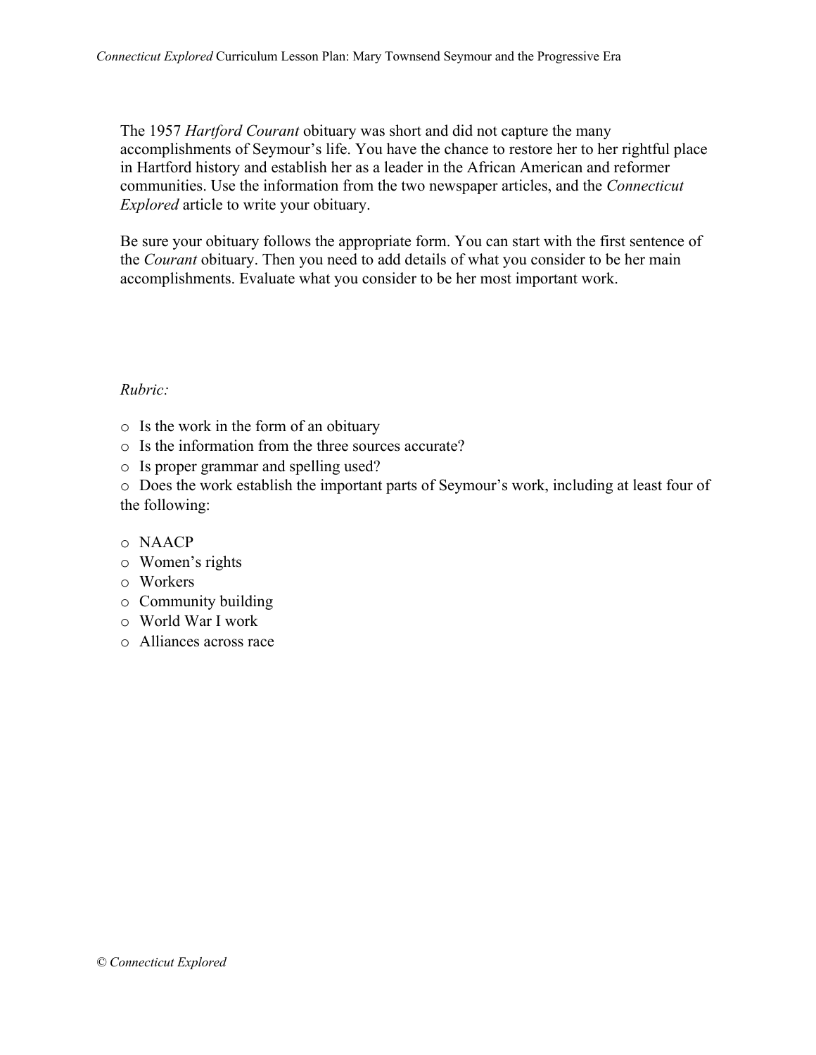The 1957 *Hartford Courant* obituary was short and did not capture the many accomplishments of Seymour's life. You have the chance to restore her to her rightful place in Hartford history and establish her as a leader in the African American and reformer communities. Use the information from the two newspaper articles, and the *Connecticut Explored* article to write your obituary.

Be sure your obituary follows the appropriate form. You can start with the first sentence of the *Courant* obituary. Then you need to add details of what you consider to be her main accomplishments. Evaluate what you consider to be her most important work.

*Rubric:*

- Is the work in the form of an obituary
- Is the information from the three sources accurate?
- Is proper grammar and spelling used?
- Does the work establish the important parts of Seymour's work, including at least four of the following:

- NAACP
- Women's rights
- Workers
- Community building
- World War I work
- Alliances across race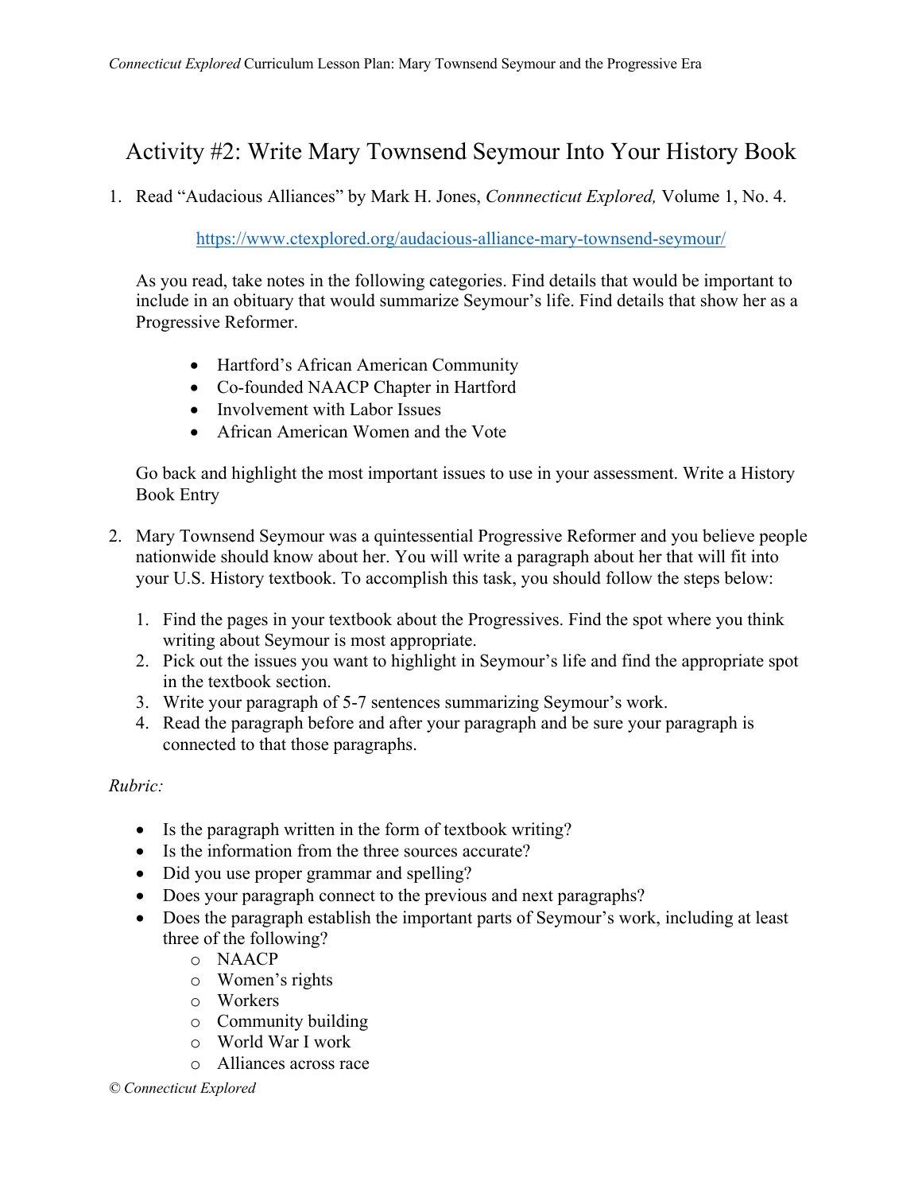# Activity #2: Write Mary Townsend Seymour Into Your History Book

1. Read "Audacious Alliances" by Mark H. Jones, *Connnecticut Explored,* Volume 1, No. 4.

   https://www.ctexplored.org/audacious-alliance-mary-townsend-seymour/

   As you read, take notes in the following categories. Find details that would be important to include in an obituary that would summarize Seymour's life. Find details that show her as a Progressive Reformer.

   - Hartford's African American Community
   - Co-founded NAACP Chapter in Hartford
   - Involvement with Labor Issues
   - African American Women and the Vote

   Go back and highlight the most important issues to use in your assessment. Write a History Book Entry

2. Mary Townsend Seymour was a quintessential Progressive Reformer and you believe people nationwide should know about her. You will write a paragraph about her that will fit into your U.S. History textbook. To accomplish this task, you should follow the steps below:

   1. Find the pages in your textbook about the Progressives. Find the spot where you think writing about Seymour is most appropriate.
   2. Pick out the issues you want to highlight in Seymour's life and find the appropriate spot in the textbook section.
   3. Write your paragraph of 5-7 sentences summarizing Seymour's work.
   4. Read the paragraph before and after your paragraph and be sure your paragraph is connected to that those paragraphs.

*Rubric:*

- Is the paragraph written in the form of textbook writing?
- Is the information from the three sources accurate?
- Did you use proper grammar and spelling?
- Does your paragraph connect to the previous and next paragraphs?
- Does the paragraph establish the important parts of Seymour's work, including at least three of the following?
  - NAACP
  - Women's rights
  - Workers
  - Community building
  - World War I work
  - Alliances across race

© *Connecticut Explored*